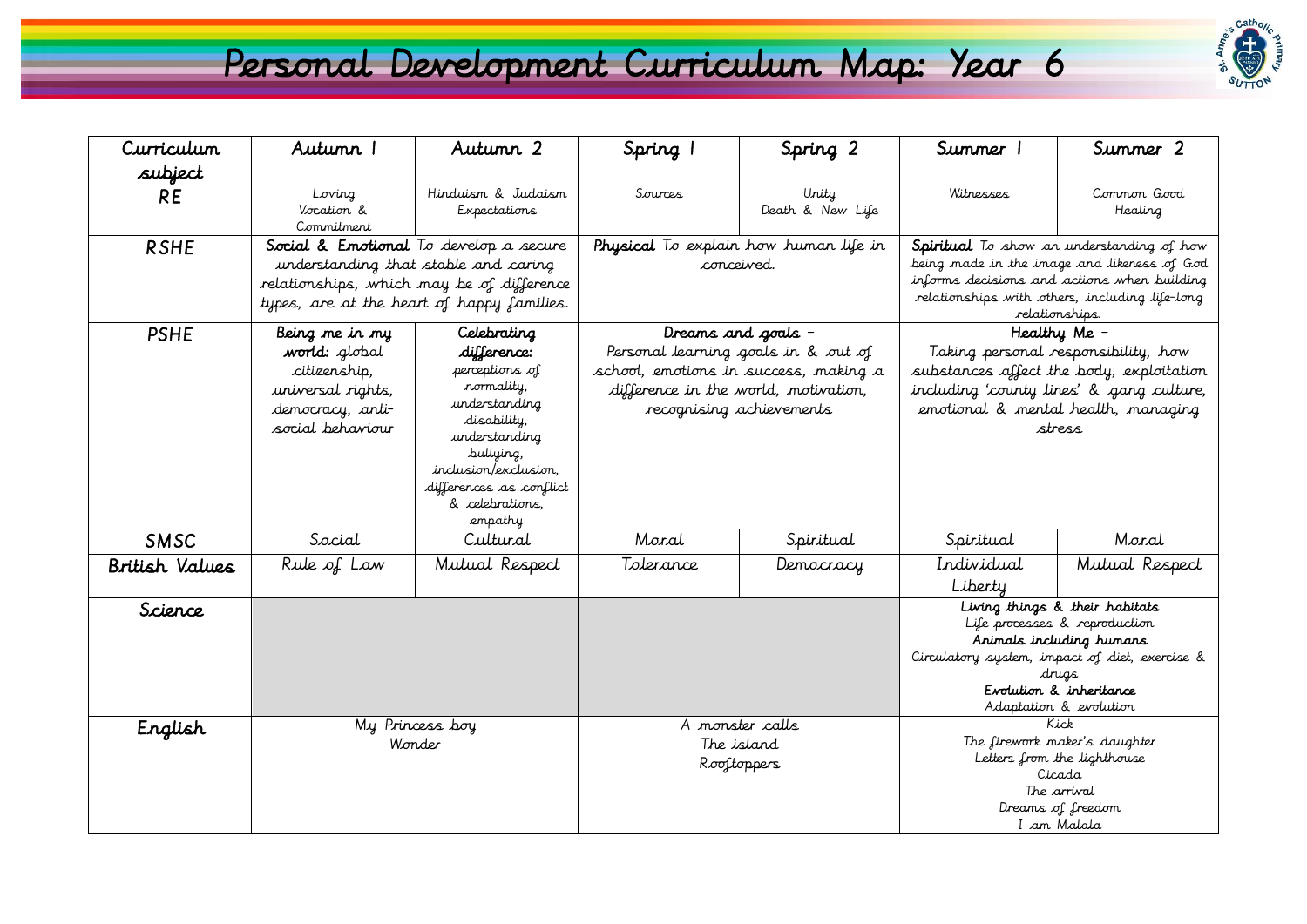# Personal Development Curriculum Map: Year 6

| Curriculum subject | Autumn 1 | Autumn 2 | Spring 1 | Spring 2 | Summer 1 | Summer 2 |
|---|---|---|---|---|---|---|
| RE | Loving<br>Vocation & Commitment | Hinduism & Judaism<br>Expectations | Sources | Unity<br>Death & New Life | Witnesses | Common Good<br>Healing |
| RSHE | **Social & Emotional** To develop a secure understanding that stable and caring relationships, which may be of difference types, are at the heart of happy families. | | **Physical** To explain how human life in conceived. | | **Spiritual** To show an understanding of how being made in the image and likeness of God informs decisions and actions when building relationships with others, including life-long relationships. | |
| PSHE | **Being me in my world:** global citizenship, universal rights, democracy, anti-social behaviour | **Celebrating difference:** perceptions of normality, understanding disability, understanding bullying, inclusion/exclusion, differences as conflict & celebrations, empathy | Dreams and goals – Personal learning goals in & out of school, emotions in success, making a difference in the world, motivation, recognising achievements | | Healthy Me – Taking personal responsibility, how substances affect the body, exploitation including 'county lines' & gang culture, emotional & mental health, managing stress | |
| SMSC | Social | Cultural | Moral | Spiritual | Spiritual | Moral |
| British Values | Rule of Law | Mutual Respect | Tolerance | Democracy | Individual Liberty | Mutual Respect |
| Science | | | | | **Living things & their habitats**<br>Life processes & reproduction<br>**Animals including humans**<br>Circulatory system, impact of diet, exercise & drugs<br>**Evolution & inheritance**<br>Adaptation & evolution | |
| English | My Princess boy<br>Wonder | | A monster calls<br>The island<br>Rooftoppers | | Kick<br>The firework maker's daughter<br>Letters from the lighthouse<br>Cicada<br>The arrival<br>Dreams of freedom<br>I am Malala | |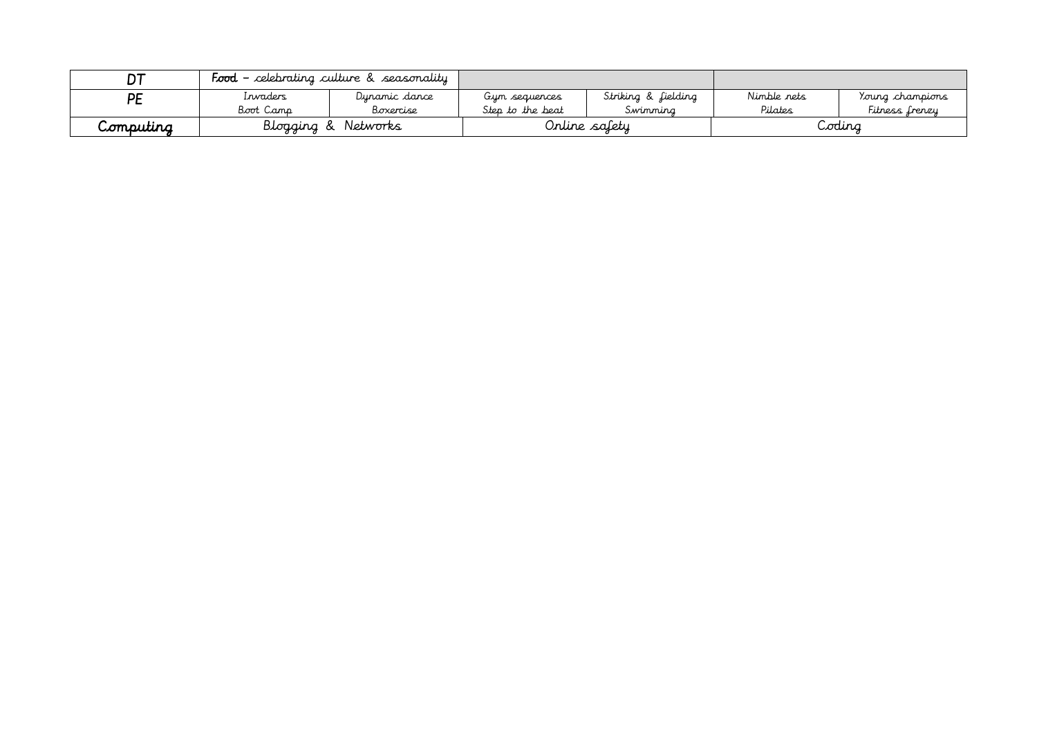| | | | | | | |
|---|---|---|---|---|---|---|
| DT | **Food** – celebrating culture & seasonality | | | | | |
| PE | Invaders<br>Boot Camp | Dynamic dance<br>Boxercise | Gym sequences<br>Step to the beat | Striking & fielding<br>Swimming | Nimble nets<br>Pilates | Young champions<br>Fitness frenzy |
| Computing | Blogging & Networks | | Online safety | | Coding | |